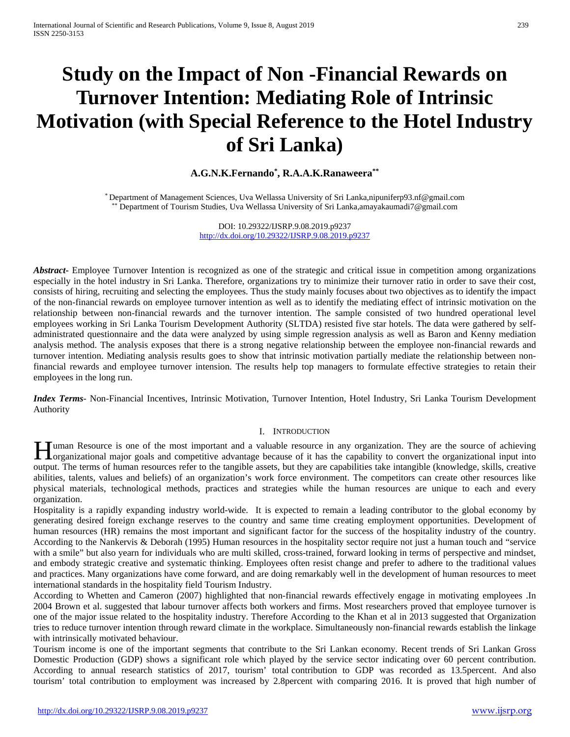# Study on the Impact of Non -Financial Rewards on Turnover Intention: Mediating Role of Intrinsic Motivation (with Special Reference to the Hotel Industry of Sri Lanka)

**A.G.N.K.Fernando[*], R.A.A.K.Ranaweera[**]**

[*] Department of Management Sciences, Uva Wellassa University of Sri Lanka,nipuniferp93.nf@gmail.com
[**] Department of Tourism Studies, Uva Wellassa University of Sri Lanka,amayakaumadi7@gmail.com

DOI: 10.29322/IJSRP.9.08.2019.p9237
http://dx.doi.org/10.29322/IJSRP.9.08.2019.p9237

***Abstract***- Employee Turnover Intention is recognized as one of the strategic and critical issue in competition among organizations especially in the hotel industry in Sri Lanka. Therefore, organizations try to minimize their turnover ratio in order to save their cost, consists of hiring, recruiting and selecting the employees. Thus the study mainly focuses about two objectives as to identify the impact of the non-financial rewards on employee turnover intention as well as to identify the mediating effect of intrinsic motivation on the relationship between non-financial rewards and the turnover intention. The sample consisted of two hundred operational level employees working in Sri Lanka Tourism Development Authority (SLTDA) resisted five star hotels. The data were gathered by self-administrated questionnaire and the data were analyzed by using simple regression analysis as well as Baron and Kenny mediation analysis method. The analysis exposes that there is a strong negative relationship between the employee non-financial rewards and turnover intention. Mediating analysis results goes to show that intrinsic motivation partially mediate the relationship between non-financial rewards and employee turnover intension. The results help top managers to formulate effective strategies to retain their employees in the long run.

***Index Terms***- Non-Financial Incentives, Intrinsic Motivation, Turnover Intention, Hotel Industry, Sri Lanka Tourism Development Authority

## I. Introduction

Human Resource is one of the most important and a valuable resource in any organization. They are the source of achieving organizational major goals and competitive advantage because of it has the capability to convert the organizational input into output. The terms of human resources refer to the tangible assets, but they are capabilities take intangible (knowledge, skills, creative abilities, talents, values and beliefs) of an organization's work force environment. The competitors can create other resources like physical materials, technological methods, practices and strategies while the human resources are unique to each and every organization.

Hospitality is a rapidly expanding industry world-wide. It is expected to remain a leading contributor to the global economy by generating desired foreign exchange reserves to the country and same time creating employment opportunities. Development of human resources (HR) remains the most important and significant factor for the success of the hospitality industry of the country. According to the Nankervis & Deborah (1995) Human resources in the hospitality sector require not just a human touch and "service with a smile" but also yearn for individuals who are multi skilled, cross-trained, forward looking in terms of perspective and mindset, and embody strategic creative and systematic thinking. Employees often resist change and prefer to adhere to the traditional values and practices. Many organizations have come forward, and are doing remarkably well in the development of human resources to meet international standards in the hospitality field Tourism Industry.

According to Whetten and Cameron (2007) highlighted that non-financial rewards effectively engage in motivating employees .In 2004 Brown et al. suggested that labour turnover affects both workers and firms. Most researchers proved that employee turnover is one of the major issue related to the hospitality industry. Therefore According to the Khan et al in 2013 suggested that Organization tries to reduce turnover intention through reward climate in the workplace. Simultaneously non-financial rewards establish the linkage with intrinsically motivated behaviour.

Tourism income is one of the important segments that contribute to the Sri Lankan economy. Recent trends of Sri Lankan Gross Domestic Production (GDP) shows a significant role which played by the service sector indicating over 60 percent contribution. According to annual research statistics of 2017, tourism' total contribution to GDP was recorded as 13.5percent. And also tourism' total contribution to employment was increased by 2.8percent with comparing 2016. It is proved that high number of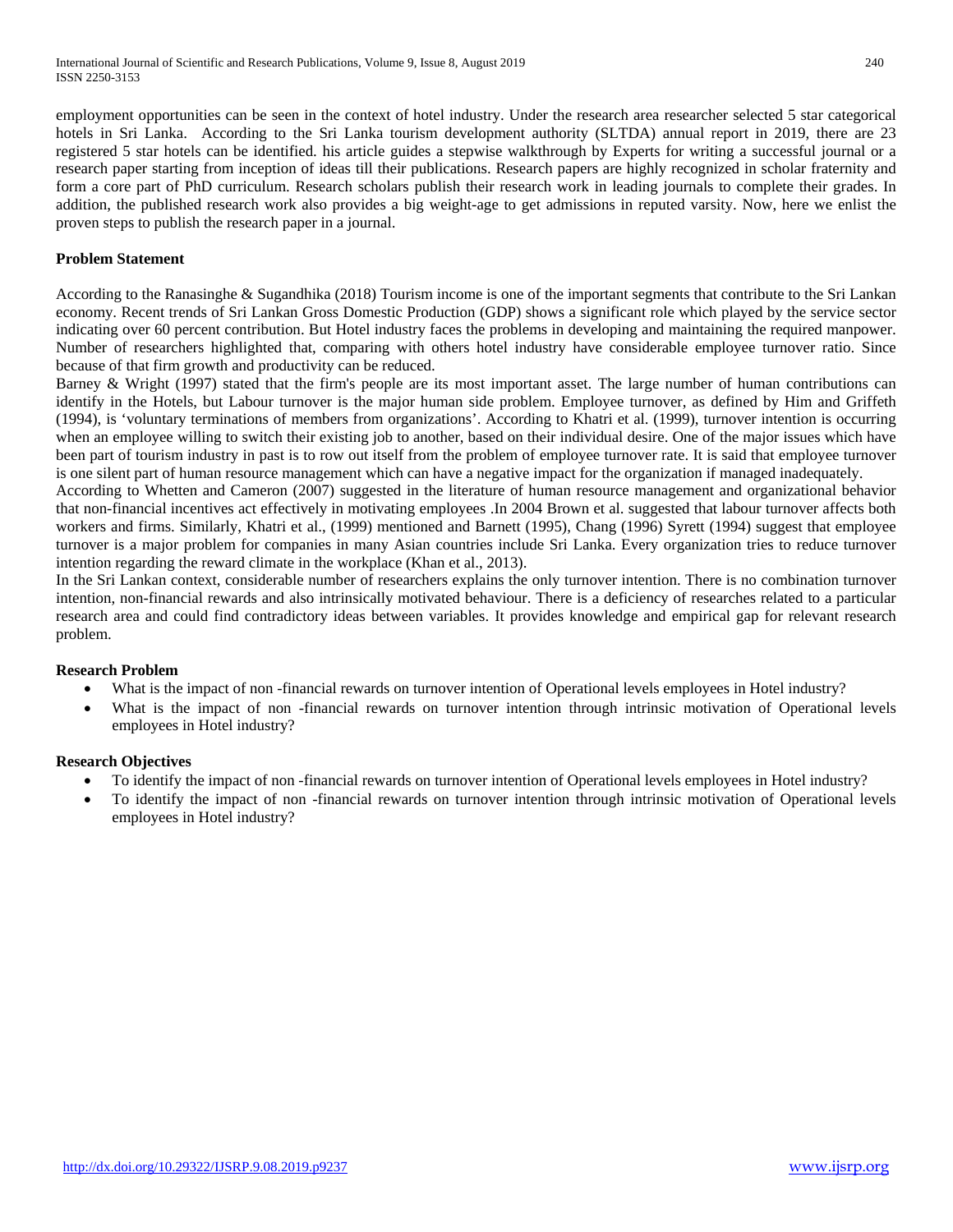employment opportunities can be seen in the context of hotel industry. Under the research area researcher selected 5 star categorical hotels in Sri Lanka. According to the Sri Lanka tourism development authority (SLTDA) annual report in 2019, there are 23 registered 5 star hotels can be identified. his article guides a stepwise walkthrough by Experts for writing a successful journal or a research paper starting from inception of ideas till their publications. Research papers are highly recognized in scholar fraternity and form a core part of PhD curriculum. Research scholars publish their research work in leading journals to complete their grades. In addition, the published research work also provides a big weight-age to get admissions in reputed varsity. Now, here we enlist the proven steps to publish the research paper in a journal.

**Problem Statement**

According to the Ranasinghe & Sugandhika (2018) Tourism income is one of the important segments that contribute to the Sri Lankan economy. Recent trends of Sri Lankan Gross Domestic Production (GDP) shows a significant role which played by the service sector indicating over 60 percent contribution. But Hotel industry faces the problems in developing and maintaining the required manpower. Number of researchers highlighted that, comparing with others hotel industry have considerable employee turnover ratio. Since because of that firm growth and productivity can be reduced.

Barney & Wright (1997) stated that the firm's people are its most important asset. The large number of human contributions can identify in the Hotels, but Labour turnover is the major human side problem. Employee turnover, as defined by Him and Griffeth (1994), is 'voluntary terminations of members from organizations'. According to Khatri et al. (1999), turnover intention is occurring when an employee willing to switch their existing job to another, based on their individual desire. One of the major issues which have been part of tourism industry in past is to row out itself from the problem of employee turnover rate. It is said that employee turnover is one silent part of human resource management which can have a negative impact for the organization if managed inadequately.

According to Whetten and Cameron (2007) suggested in the literature of human resource management and organizational behavior that non-financial incentives act effectively in motivating employees .In 2004 Brown et al. suggested that labour turnover affects both workers and firms. Similarly, Khatri et al., (1999) mentioned and Barnett (1995), Chang (1996) Syrett (1994) suggest that employee turnover is a major problem for companies in many Asian countries include Sri Lanka. Every organization tries to reduce turnover intention regarding the reward climate in the workplace (Khan et al., 2013).

In the Sri Lankan context, considerable number of researchers explains the only turnover intention. There is no combination turnover intention, non-financial rewards and also intrinsically motivated behaviour. There is a deficiency of researches related to a particular research area and could find contradictory ideas between variables. It provides knowledge and empirical gap for relevant research problem.

**Research Problem**

- What is the impact of non -financial rewards on turnover intention of Operational levels employees in Hotel industry?
- What is the impact of non -financial rewards on turnover intention through intrinsic motivation of Operational levels employees in Hotel industry?

**Research Objectives**

- To identify the impact of non -financial rewards on turnover intention of Operational levels employees in Hotel industry?
- To identify the impact of non -financial rewards on turnover intention through intrinsic motivation of Operational levels employees in Hotel industry?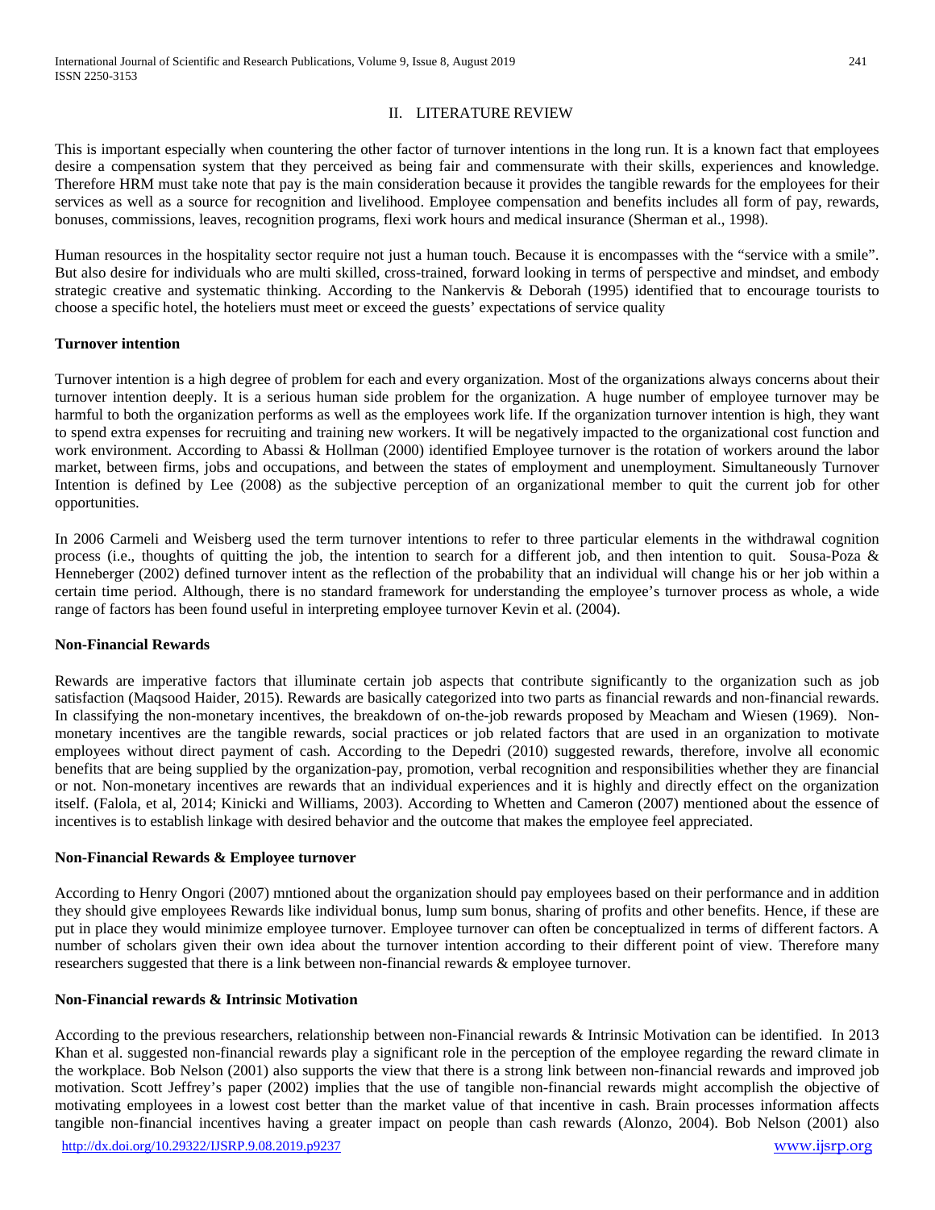## II. LITERATURE REVIEW

This is important especially when countering the other factor of turnover intentions in the long run. It is a known fact that employees desire a compensation system that they perceived as being fair and commensurate with their skills, experiences and knowledge. Therefore HRM must take note that pay is the main consideration because it provides the tangible rewards for the employees for their services as well as a source for recognition and livelihood. Employee compensation and benefits includes all form of pay, rewards, bonuses, commissions, leaves, recognition programs, flexi work hours and medical insurance (Sherman et al., 1998).

Human resources in the hospitality sector require not just a human touch. Because it is encompasses with the "service with a smile". But also desire for individuals who are multi skilled, cross-trained, forward looking in terms of perspective and mindset, and embody strategic creative and systematic thinking. According to the Nankervis & Deborah (1995) identified that to encourage tourists to choose a specific hotel, the hoteliers must meet or exceed the guests' expectations of service quality

### Turnover intention

Turnover intention is a high degree of problem for each and every organization. Most of the organizations always concerns about their turnover intention deeply. It is a serious human side problem for the organization. A huge number of employee turnover may be harmful to both the organization performs as well as the employees work life. If the organization turnover intention is high, they want to spend extra expenses for recruiting and training new workers. It will be negatively impacted to the organizational cost function and work environment. According to Abassi & Hollman (2000) identified Employee turnover is the rotation of workers around the labor market, between firms, jobs and occupations, and between the states of employment and unemployment. Simultaneously Turnover Intention is defined by Lee (2008) as the subjective perception of an organizational member to quit the current job for other opportunities.

In 2006 Carmeli and Weisberg used the term turnover intentions to refer to three particular elements in the withdrawal cognition process (i.e., thoughts of quitting the job, the intention to search for a different job, and then intention to quit. Sousa-Poza & Henneberger (2002) defined turnover intent as the reflection of the probability that an individual will change his or her job within a certain time period. Although, there is no standard framework for understanding the employee's turnover process as whole, a wide range of factors has been found useful in interpreting employee turnover Kevin et al. (2004).

### Non-Financial Rewards

Rewards are imperative factors that illuminate certain job aspects that contribute significantly to the organization such as job satisfaction (Maqsood Haider, 2015). Rewards are basically categorized into two parts as financial rewards and non-financial rewards. In classifying the non-monetary incentives, the breakdown of on-the-job rewards proposed by Meacham and Wiesen (1969). Non-monetary incentives are the tangible rewards, social practices or job related factors that are used in an organization to motivate employees without direct payment of cash. According to the Depedri (2010) suggested rewards, therefore, involve all economic benefits that are being supplied by the organization-pay, promotion, verbal recognition and responsibilities whether they are financial or not. Non-monetary incentives are rewards that an individual experiences and it is highly and directly effect on the organization itself. (Falola, et al, 2014; Kinicki and Williams, 2003). According to Whetten and Cameron (2007) mentioned about the essence of incentives is to establish linkage with desired behavior and the outcome that makes the employee feel appreciated.

### Non-Financial Rewards & Employee turnover

According to Henry Ongori (2007) mntioned about the organization should pay employees based on their performance and in addition they should give employees Rewards like individual bonus, lump sum bonus, sharing of profits and other benefits. Hence, if these are put in place they would minimize employee turnover. Employee turnover can often be conceptualized in terms of different factors. A number of scholars given their own idea about the turnover intention according to their different point of view. Therefore many researchers suggested that there is a link between non-financial rewards & employee turnover.

### Non-Financial rewards & Intrinsic Motivation

According to the previous researchers, relationship between non-Financial rewards & Intrinsic Motivation can be identified. In 2013 Khan et al. suggested non-financial rewards play a significant role in the perception of the employee regarding the reward climate in the workplace. Bob Nelson (2001) also supports the view that there is a strong link between non-financial rewards and improved job motivation. Scott Jeffrey's paper (2002) implies that the use of tangible non-financial rewards might accomplish the objective of motivating employees in a lowest cost better than the market value of that incentive in cash. Brain processes information affects tangible non-financial incentives having a greater impact on people than cash rewards (Alonzo, 2004). Bob Nelson (2001) also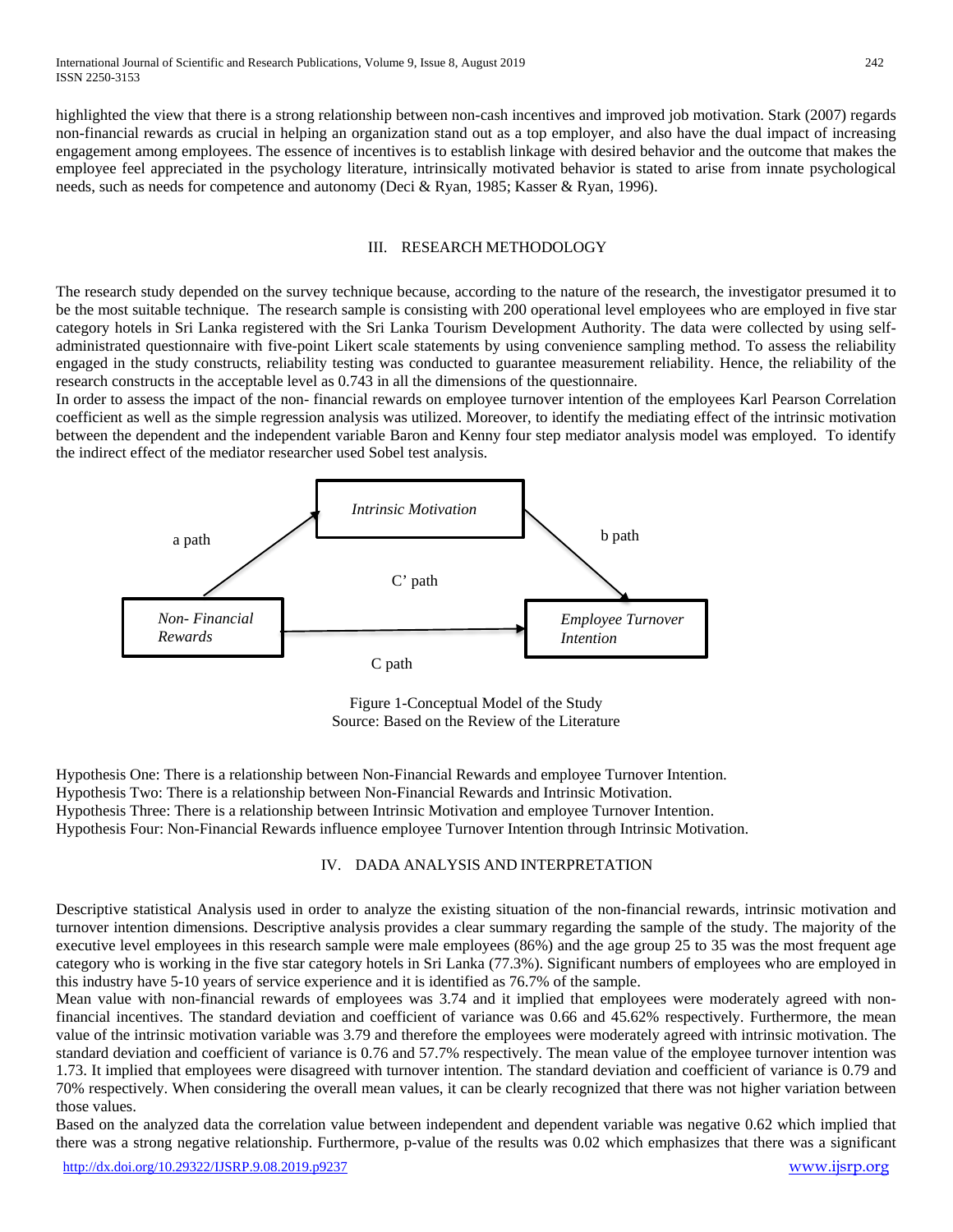highlighted the view that there is a strong relationship between non-cash incentives and improved job motivation. Stark (2007) regards non-financial rewards as crucial in helping an organization stand out as a top employer, and also have the dual impact of increasing engagement among employees. The essence of incentives is to establish linkage with desired behavior and the outcome that makes the employee feel appreciated in the psychology literature, intrinsically motivated behavior is stated to arise from innate psychological needs, such as needs for competence and autonomy (Deci & Ryan, 1985; Kasser & Ryan, 1996).

## III. RESEARCH METHODOLOGY

The research study depended on the survey technique because, according to the nature of the research, the investigator presumed it to be the most suitable technique. The research sample is consisting with 200 operational level employees who are employed in five star category hotels in Sri Lanka registered with the Sri Lanka Tourism Development Authority. The data were collected by using self-administrated questionnaire with five-point Likert scale statements by using convenience sampling method. To assess the reliability engaged in the study constructs, reliability testing was conducted to guarantee measurement reliability. Hence, the reliability of the research constructs in the acceptable level as 0.743 in all the dimensions of the questionnaire.

In order to assess the impact of the non- financial rewards on employee turnover intention of the employees Karl Pearson Correlation coefficient as well as the simple regression analysis was utilized. Moreover, to identify the mediating effect of the intrinsic motivation between the dependent and the independent variable Baron and Kenny four step mediator analysis model was employed. To identify the indirect effect of the mediator researcher used Sobel test analysis.

*Intrinsic Motivation*

a path

b path

C' path

*Non- Financial Rewards*

*Employee Turnover Intention*

C path

Figure 1-Conceptual Model of the Study
Source: Based on the Review of the Literature

Hypothesis One: There is a relationship between Non-Financial Rewards and employee Turnover Intention.
Hypothesis Two: There is a relationship between Non-Financial Rewards and Intrinsic Motivation.
Hypothesis Three: There is a relationship between Intrinsic Motivation and employee Turnover Intention.
Hypothesis Four: Non-Financial Rewards influence employee Turnover Intention through Intrinsic Motivation.

## IV. DADA ANALYSIS AND INTERPRETATION

Descriptive statistical Analysis used in order to analyze the existing situation of the non-financial rewards, intrinsic motivation and turnover intention dimensions. Descriptive analysis provides a clear summary regarding the sample of the study. The majority of the executive level employees in this research sample were male employees (86%) and the age group 25 to 35 was the most frequent age category who is working in the five star category hotels in Sri Lanka (77.3%). Significant numbers of employees who are employed in this industry have 5-10 years of service experience and it is identified as 76.7% of the sample.

Mean value with non-financial rewards of employees was 3.74 and it implied that employees were moderately agreed with non-financial incentives. The standard deviation and coefficient of variance was 0.66 and 45.62% respectively. Furthermore, the mean value of the intrinsic motivation variable was 3.79 and therefore the employees were moderately agreed with intrinsic motivation. The standard deviation and coefficient of variance is 0.76 and 57.7% respectively. The mean value of the employee turnover intention was 1.73. It implied that employees were disagreed with turnover intention. The standard deviation and coefficient of variance is 0.79 and 70% respectively. When considering the overall mean values, it can be clearly recognized that there was not higher variation between those values.

Based on the analyzed data the correlation value between independent and dependent variable was negative 0.62 which implied that there was a strong negative relationship. Furthermore, p-value of the results was 0.02 which emphasizes that there was a significant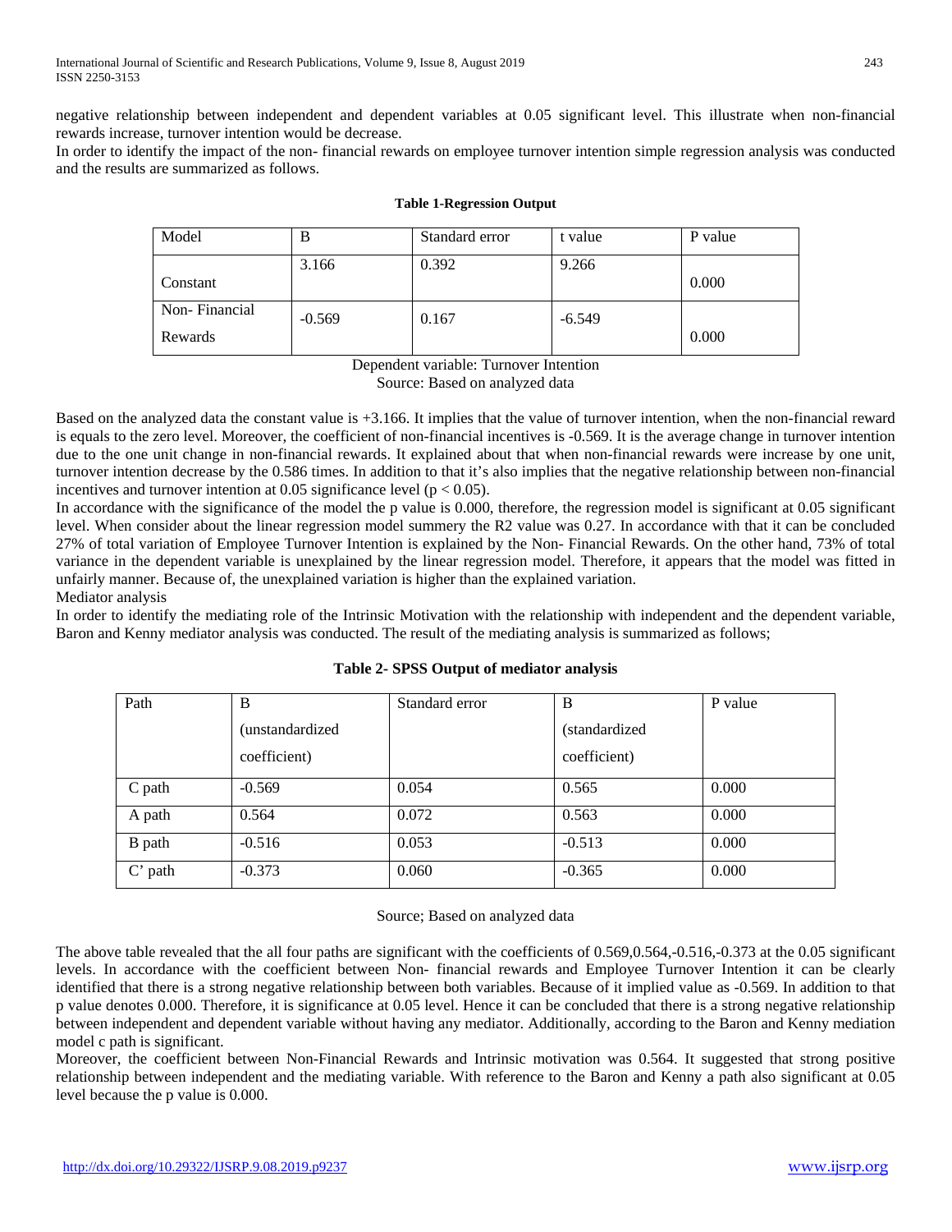negative relationship between independent and dependent variables at 0.05 significant level. This illustrate when non-financial rewards increase, turnover intention would be decrease.

In order to identify the impact of the non- financial rewards on employee turnover intention simple regression analysis was conducted and the results are summarized as follows.

**Table 1-Regression Output**

| Model | B | Standard error | t value | P value |
|---|---|---|---|---|
| Constant | 3.166 | 0.392 | 9.266 | 0.000 |
| Non- Financial Rewards | -0.569 | 0.167 | -6.549 | 0.000 |

Dependent variable: Turnover Intention

Source: Based on analyzed data

Based on the analyzed data the constant value is +3.166. It implies that the value of turnover intention, when the non-financial reward is equals to the zero level. Moreover, the coefficient of non-financial incentives is -0.569. It is the average change in turnover intention due to the one unit change in non-financial rewards. It explained about that when non-financial rewards were increase by one unit, turnover intention decrease by the 0.586 times. In addition to that it's also implies that the negative relationship between non-financial incentives and turnover intention at 0.05 significance level ($p < 0.05$).

In accordance with the significance of the model the p value is 0.000, therefore, the regression model is significant at 0.05 significant level. When consider about the linear regression model summery the R2 value was 0.27. In accordance with that it can be concluded 27% of total variation of Employee Turnover Intention is explained by the Non- Financial Rewards. On the other hand, 73% of total variance in the dependent variable is unexplained by the linear regression model. Therefore, it appears that the model was fitted in unfairly manner. Because of, the unexplained variation is higher than the explained variation.

Mediator analysis

In order to identify the mediating role of the Intrinsic Motivation with the relationship with independent and the dependent variable, Baron and Kenny mediator analysis was conducted. The result of the mediating analysis is summarized as follows;

**Table 2- SPSS Output of mediator analysis**

| Path | B (unstandardized coefficient) | Standard error | B (standardized coefficient) | P value |
|---|---|---|---|---|
| C path | -0.569 | 0.054 | 0.565 | 0.000 |
| A path | 0.564 | 0.072 | 0.563 | 0.000 |
| B path | -0.516 | 0.053 | -0.513 | 0.000 |
| C' path | -0.373 | 0.060 | -0.365 | 0.000 |

Source; Based on analyzed data

The above table revealed that the all four paths are significant with the coefficients of 0.569,0.564,-0.516,-0.373 at the 0.05 significant levels. In accordance with the coefficient between Non- financial rewards and Employee Turnover Intention it can be clearly identified that there is a strong negative relationship between both variables. Because of it implied value as -0.569. In addition to that p value denotes 0.000. Therefore, it is significance at 0.05 level. Hence it can be concluded that there is a strong negative relationship between independent and dependent variable without having any mediator. Additionally, according to the Baron and Kenny mediation model c path is significant.

Moreover, the coefficient between Non-Financial Rewards and Intrinsic motivation was 0.564. It suggested that strong positive relationship between independent and the mediating variable. With reference to the Baron and Kenny a path also significant at 0.05 level because the p value is 0.000.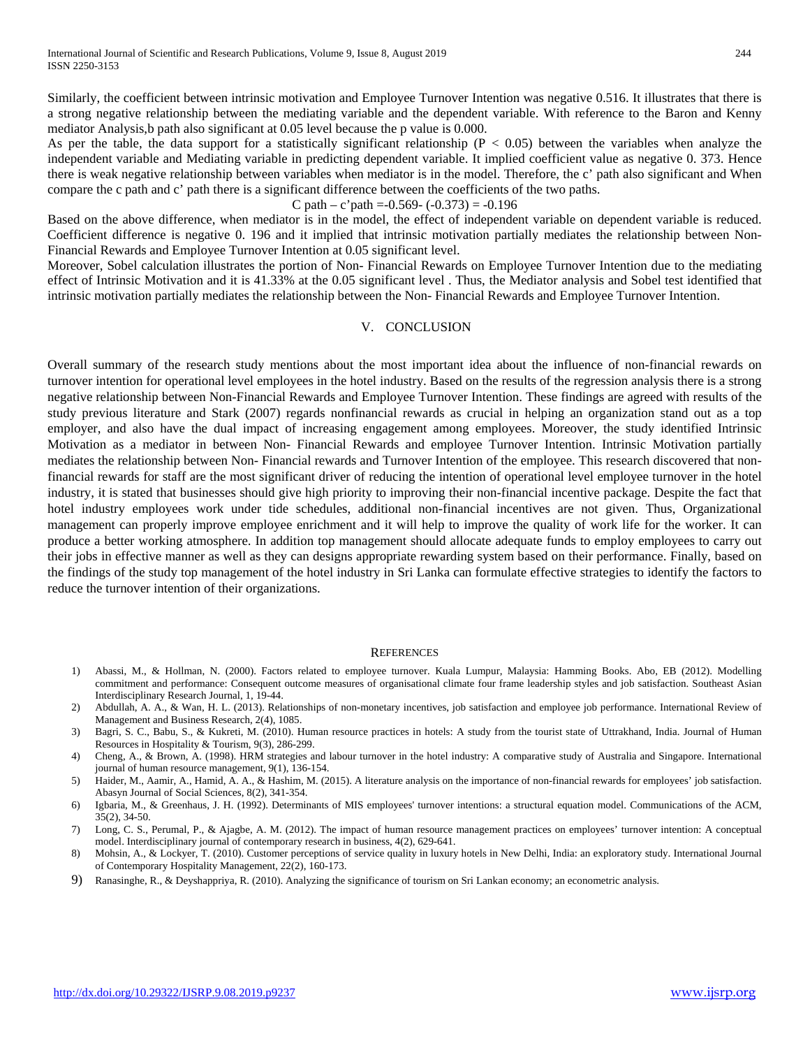Similarly, the coefficient between intrinsic motivation and Employee Turnover Intention was negative 0.516. It illustrates that there is a strong negative relationship between the mediating variable and the dependent variable. With reference to the Baron and Kenny mediator Analysis,b path also significant at 0.05 level because the p value is 0.000.

As per the table, the data support for a statistically significant relationship ($P < 0.05$) between the variables when analyze the independent variable and Mediating variable in predicting dependent variable. It implied coefficient value as negative 0. 373. Hence there is weak negative relationship between variables when mediator is in the model. Therefore, the c' path also significant and When compare the c path and c' path there is a significant difference between the coefficients of the two paths.

$$\text{C path} - \text{c'path} = -0.569 - (-0.373) = -0.196$$

Based on the above difference, when mediator is in the model, the effect of independent variable on dependent variable is reduced. Coefficient difference is negative 0. 196 and it implied that intrinsic motivation partially mediates the relationship between Non-Financial Rewards and Employee Turnover Intention at 0.05 significant level.

Moreover, Sobel calculation illustrates the portion of Non- Financial Rewards on Employee Turnover Intention due to the mediating effect of Intrinsic Motivation and it is 41.33% at the 0.05 significant level . Thus, the Mediator analysis and Sobel test identified that intrinsic motivation partially mediates the relationship between the Non- Financial Rewards and Employee Turnover Intention.

## V. CONCLUSION

Overall summary of the research study mentions about the most important idea about the influence of non-financial rewards on turnover intention for operational level employees in the hotel industry. Based on the results of the regression analysis there is a strong negative relationship between Non-Financial Rewards and Employee Turnover Intention. These findings are agreed with results of the study previous literature and Stark (2007) regards nonfinancial rewards as crucial in helping an organization stand out as a top employer, and also have the dual impact of increasing engagement among employees. Moreover, the study identified Intrinsic Motivation as a mediator in between Non- Financial Rewards and employee Turnover Intention. Intrinsic Motivation partially mediates the relationship between Non- Financial rewards and Turnover Intention of the employee. This research discovered that non-financial rewards for staff are the most significant driver of reducing the intention of operational level employee turnover in the hotel industry, it is stated that businesses should give high priority to improving their non-financial incentive package. Despite the fact that hotel industry employees work under tide schedules, additional non-financial incentives are not given. Thus, Organizational management can properly improve employee enrichment and it will help to improve the quality of work life for the worker. It can produce a better working atmosphere. In addition top management should allocate adequate funds to employ employees to carry out their jobs in effective manner as well as they can designs appropriate rewarding system based on their performance. Finally, based on the findings of the study top management of the hotel industry in Sri Lanka can formulate effective strategies to identify the factors to reduce the turnover intention of their organizations.

## REFERENCES

1) Abassi, M., & Hollman, N. (2000). Factors related to employee turnover. Kuala Lumpur, Malaysia: Hamming Books. Abo, EB (2012). Modelling commitment and performance: Consequent outcome measures of organisational climate four frame leadership styles and job satisfaction. Southeast Asian Interdisciplinary Research Journal, 1, 19-44.
2) Abdullah, A. A., & Wan, H. L. (2013). Relationships of non-monetary incentives, job satisfaction and employee job performance. International Review of Management and Business Research, 2(4), 1085.
3) Bagri, S. C., Babu, S., & Kukreti, M. (2010). Human resource practices in hotels: A study from the tourist state of Uttrakhand, India. Journal of Human Resources in Hospitality & Tourism, 9(3), 286-299.
4) Cheng, A., & Brown, A. (1998). HRM strategies and labour turnover in the hotel industry: A comparative study of Australia and Singapore. International journal of human resource management, 9(1), 136-154.
5) Haider, M., Aamir, A., Hamid, A. A., & Hashim, M. (2015). A literature analysis on the importance of non-financial rewards for employees' job satisfaction. Abasyn Journal of Social Sciences, 8(2), 341-354.
6) Igbaria, M., & Greenhaus, J. H. (1992). Determinants of MIS employees' turnover intentions: a structural equation model. Communications of the ACM, 35(2), 34-50.
7) Long, C. S., Perumal, P., & Ajagbe, A. M. (2012). The impact of human resource management practices on employees' turnover intention: A conceptual model. Interdisciplinary journal of contemporary research in business, 4(2), 629-641.
8) Mohsin, A., & Lockyer, T. (2010). Customer perceptions of service quality in luxury hotels in New Delhi, India: an exploratory study. International Journal of Contemporary Hospitality Management, 22(2), 160-173.
9) Ranasinghe, R., & Deyshappriya, R. (2010). Analyzing the significance of tourism on Sri Lankan economy; an econometric analysis.